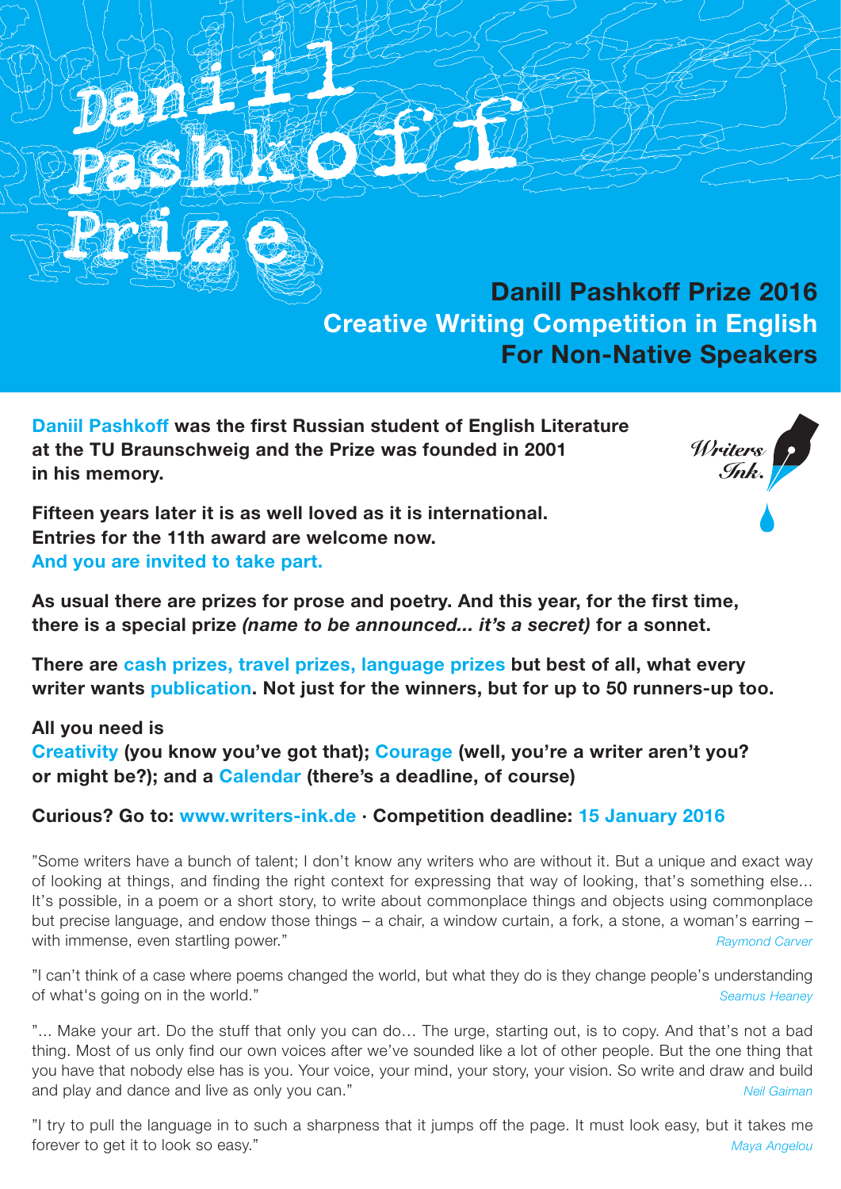# Daniil Pashkoff Prize

## Danill Pashkoff Prize 2016
## Creative Writing Competition in English
## For Non-Native Speakers

Writers Ink.

**Daniil Pashkoff was the first Russian student of English Literature at the TU Braunschweig and the Prize was founded in 2001 in his memory.**

**Fifteen years later it is as well loved as it is international.**
**Entries for the 11th award are welcome now.**
**And you are invited to take part.**

**As usual there are prizes for prose and poetry. And this year, for the first time, there is a special prize *(name to be announced... it's a secret)* for a sonnet.**

**There are cash prizes, travel prizes, language prizes but best of all, what every writer wants publication. Not just for the winners, but for up to 50 runners-up too.**

**All you need is**
**Creativity (you know you've got that); Courage (well, you're a writer aren't you? or might be?); and a Calendar (there's a deadline, of course)**

**Curious? Go to: www.writers-ink.de · Competition deadline: 15 January 2016**

"Some writers have a bunch of talent; I don't know any writers who are without it. But a unique and exact way of looking at things, and finding the right context for expressing that way of looking, that's something else... It's possible, in a poem or a short story, to write about commonplace things and objects using commonplace but precise language, and endow those things – a chair, a window curtain, a fork, a stone, a woman's earring – with immense, even startling power."
*Raymond Carver*

"I can't think of a case where poems changed the world, but what they do is they change people's understanding of what's going on in the world."
*Seamus Heaney*

"... Make your art. Do the stuff that only you can do… The urge, starting out, is to copy. And that's not a bad thing. Most of us only find our own voices after we've sounded like a lot of other people. But the one thing that you have that nobody else has is you. Your voice, your mind, your story, your vision. So write and draw and build and play and dance and live as only you can."
*Neil Gaiman*

"I try to pull the language in to such a sharpness that it jumps off the page. It must look easy, but it takes me forever to get it to look so easy."
*Maya Angelou*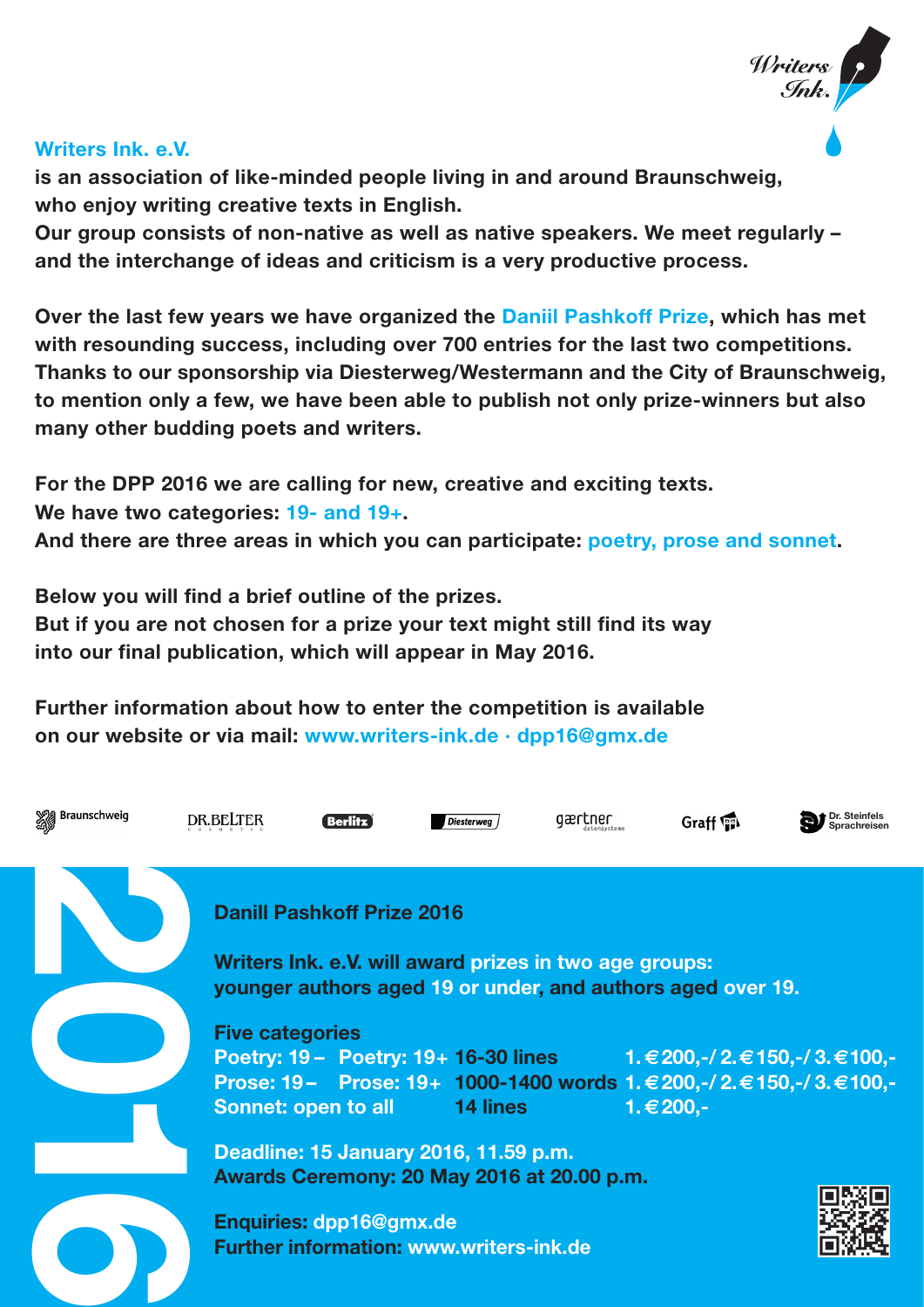Writers Ink.

**Writers Ink. e.V.**

**is an association of like-minded people living in and around Braunschweig, who enjoy writing creative texts in English.**

**Our group consists of non-native as well as native speakers. We meet regularly – and the interchange of ideas and criticism is a very productive process.**

**Over the last few years we have organized the Daniil Pashkoff Prize, which has met with resounding success, including over 700 entries for the last two competitions. Thanks to our sponsorship via Diesterweg/Westermann and the City of Braunschweig, to mention only a few, we have been able to publish not only prize-winners but also many other budding poets and writers.**

**For the DPP 2016 we are calling for new, creative and exciting texts.**
**We have two categories: 19- and 19+.**
**And there are three areas in which you can participate: poetry, prose and sonnet.**

**Below you will find a brief outline of the prizes.**
**But if you are not chosen for a prize your text might still find its way into our final publication, which will appear in May 2016.**

**Further information about how to enter the competition is available on our website or via mail: www.writers-ink.de · dpp16@gmx.de**

Braunschweig · DR.BELTER · Berlitz · Diesterweg · gærtner datensysteme · Graff · Dr. Steinfels Sprachreisen

2016

## Danill Pashkoff Prize 2016

**Writers Ink. e.V. will award prizes in two age groups: younger authors aged 19 or under, and authors aged over 19.**

**Five categories**

| | | | |
|---|---|---|---|
| Poetry: 19 – | Poetry: 19+ | 16-30 lines | 1. € 200,-/ 2. € 150,-/ 3. € 100,- |
| Prose: 19 – | Prose: 19+ | 1000-1400 words | 1. € 200,-/ 2. € 150,-/ 3. € 100,- |
| Sonnet: open to all | | 14 lines | 1. € 200,- |

**Deadline: 15 January 2016, 11.59 p.m.**
**Awards Ceremony: 20 May 2016 at 20.00 p.m.**

**Enquiries: dpp16@gmx.de**
**Further information: www.writers-ink.de**